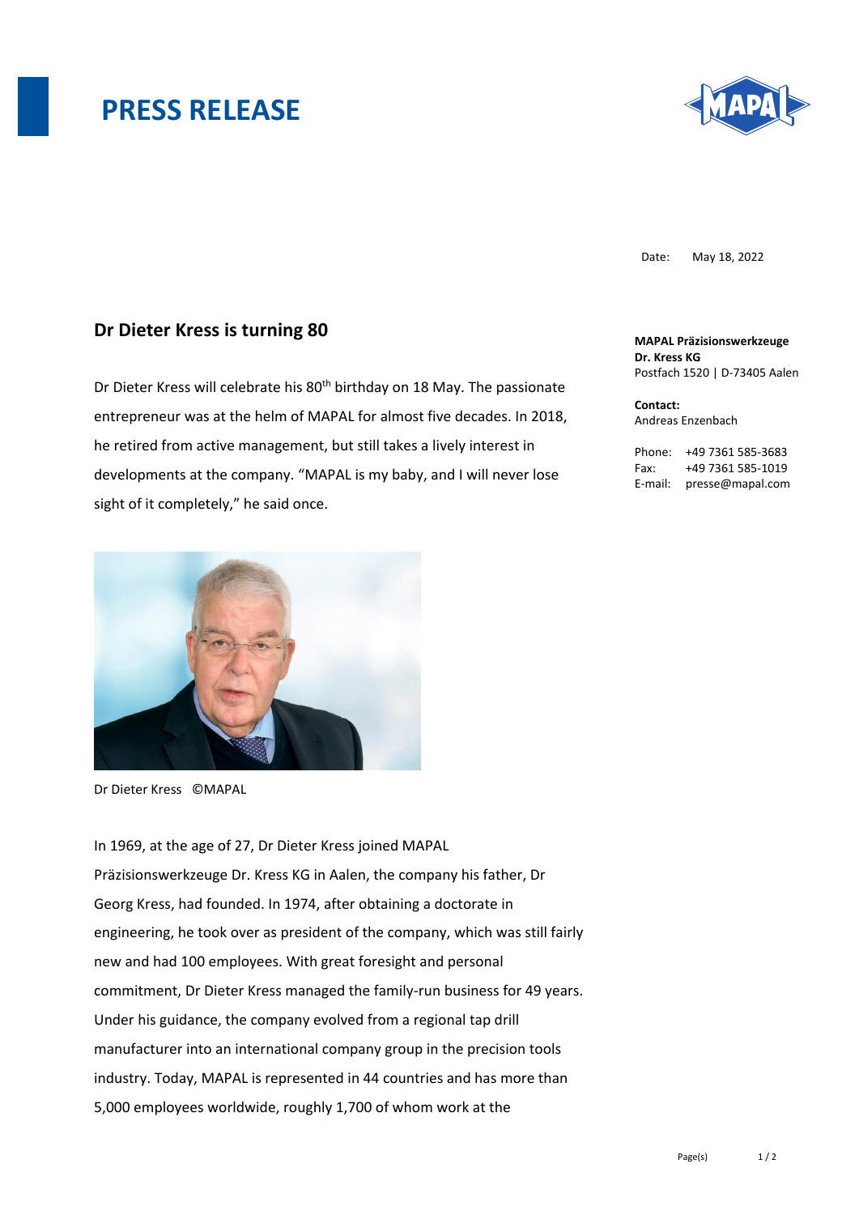# PRESS RELEASE

Date: May 18, 2022

**MAPAL Präzisionswerkzeuge Dr. Kress KG**
Postfach 1520 | D-73405 Aalen

**Contact:**
Andreas Enzenbach

Phone: +49 7361 585-3683
Fax: +49 7361 585-1019
E-mail: presse@mapal.com

## Dr Dieter Kress is turning 80

Dr Dieter Kress will celebrate his 80th birthday on 18 May. The passionate entrepreneur was at the helm of MAPAL for almost five decades. In 2018, he retired from active management, but still takes a lively interest in developments at the company. "MAPAL is my baby, and I will never lose sight of it completely," he said once.

Dr Dieter Kress ©MAPAL

In 1969, at the age of 27, Dr Dieter Kress joined MAPAL Präzisionswerkzeuge Dr. Kress KG in Aalen, the company his father, Dr Georg Kress, had founded. In 1974, after obtaining a doctorate in engineering, he took over as president of the company, which was still fairly new and had 100 employees. With great foresight and personal commitment, Dr Dieter Kress managed the family-run business for 49 years. Under his guidance, the company evolved from a regional tap drill manufacturer into an international company group in the precision tools industry. Today, MAPAL is represented in 44 countries and has more than 5,000 employees worldwide, roughly 1,700 of whom work at the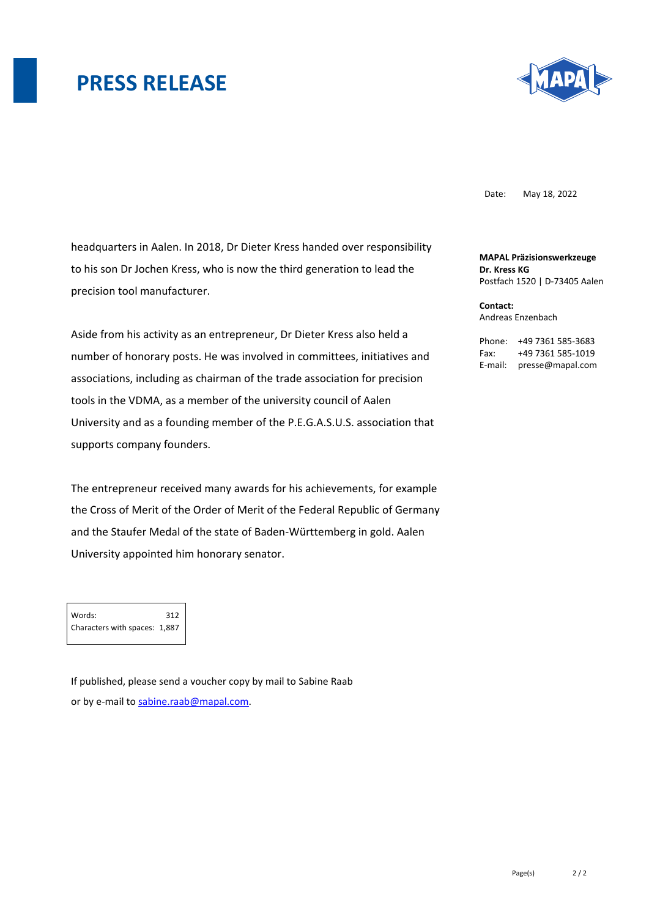# PRESS RELEASE

Date: May 18, 2022

headquarters in Aalen. In 2018, Dr Dieter Kress handed over responsibility to his son Dr Jochen Kress, who is now the third generation to lead the precision tool manufacturer.

Aside from his activity as an entrepreneur, Dr Dieter Kress also held a number of honorary posts. He was involved in committees, initiatives and associations, including as chairman of the trade association for precision tools in the VDMA, as a member of the university council of Aalen University and as a founding member of the P.E.G.A.S.U.S. association that supports company founders.

The entrepreneur received many awards for his achievements, for example the Cross of Merit of the Order of Merit of the Federal Republic of Germany and the Staufer Medal of the state of Baden-Württemberg in gold. Aalen University appointed him honorary senator.

| | |
|---|---|
| Words: | 312 |
| Characters with spaces: | 1,887 |

If published, please send a voucher copy by mail to Sabine Raab or by e-mail to sabine.raab@mapal.com.

**MAPAL Präzisionswerkzeuge Dr. Kress KG**
Postfach 1520 | D-73405 Aalen

**Contact:**
Andreas Enzenbach

Phone: +49 7361 585-3683
Fax: +49 7361 585-1019
E-mail: presse@mapal.com